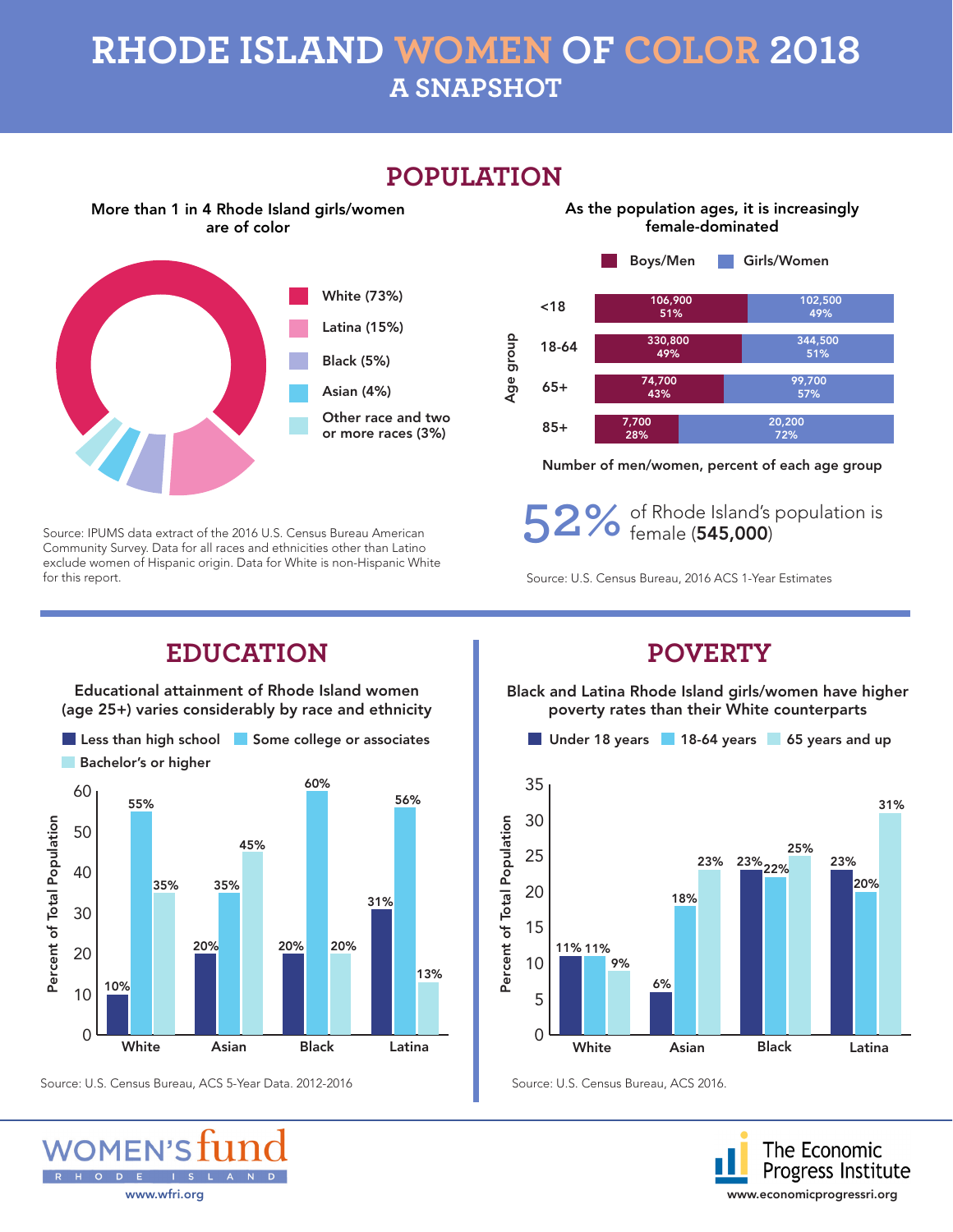# RHODE ISLAND WOMEN OF COLOR 2018

## A SNAPSHOT

## POPULATION

### More than 1 in 4 Rhode Island girls/women are of color

| Race/Ethnicity | Percent |
|---|---|
| White | 73% |
| Latina | 15% |
| Black | 5% |
| Asian | 4% |
| Other race and two or more races | 3% |

Source: IPUMS data extract of the 2016 U.S. Census Bureau American Community Survey. Data for all races and ethnicities other than Latino exclude women of Hispanic origin. Data for White is non-Hispanic White for this report.

### As the population ages, it is increasingly female-dominated

| Age group | Boys/Men | Girls/Women |
|---|---|---|
| <18 | 106,900 (51%) | 102,500 (49%) |
| 18-64 | 330,800 (49%) | 344,500 (51%) |
| 65+ | 74,700 (43%) | 99,700 (57%) |
| 85+ | 7,700 (28%) | 20,200 (72%) |

Number of men/women, percent of each age group

**52%** of Rhode Island's population is female (**545,000**)

Source: U.S. Census Bureau, 2016 ACS 1-Year Estimates

## EDUCATION

### Educational attainment of Rhode Island women (age 25+) varies considerably by race and ethnicity

Percent of Total Population

| | Less than high school | Some college or associates | Bachelor's or higher |
|---|---|---|---|
| White | 10% | 55% | 35% |
| Asian | 20% | 35% | 45% |
| Black | 20% | 60% | 20% |
| Latina | 31% | 56% | 13% |

Source: U.S. Census Bureau, ACS 5-Year Data. 2012-2016

## POVERTY

### Black and Latina Rhode Island girls/women have higher poverty rates than their White counterparts

Percent of Total Population

| | Under 18 years | 18-64 years | 65 years and up |
|---|---|---|---|
| White | 11% | 11% | 9% |
| Asian | 6% | 18% | 23% |
| Black | 23% | 22% | 25% |
| Latina | 23% | 20% | 31% |

Source: U.S. Census Bureau, ACS 2016.

WOMEN'S fund RHODE ISLAND
www.wfri.org

The Economic Progress Institute
www.economicprogressri.org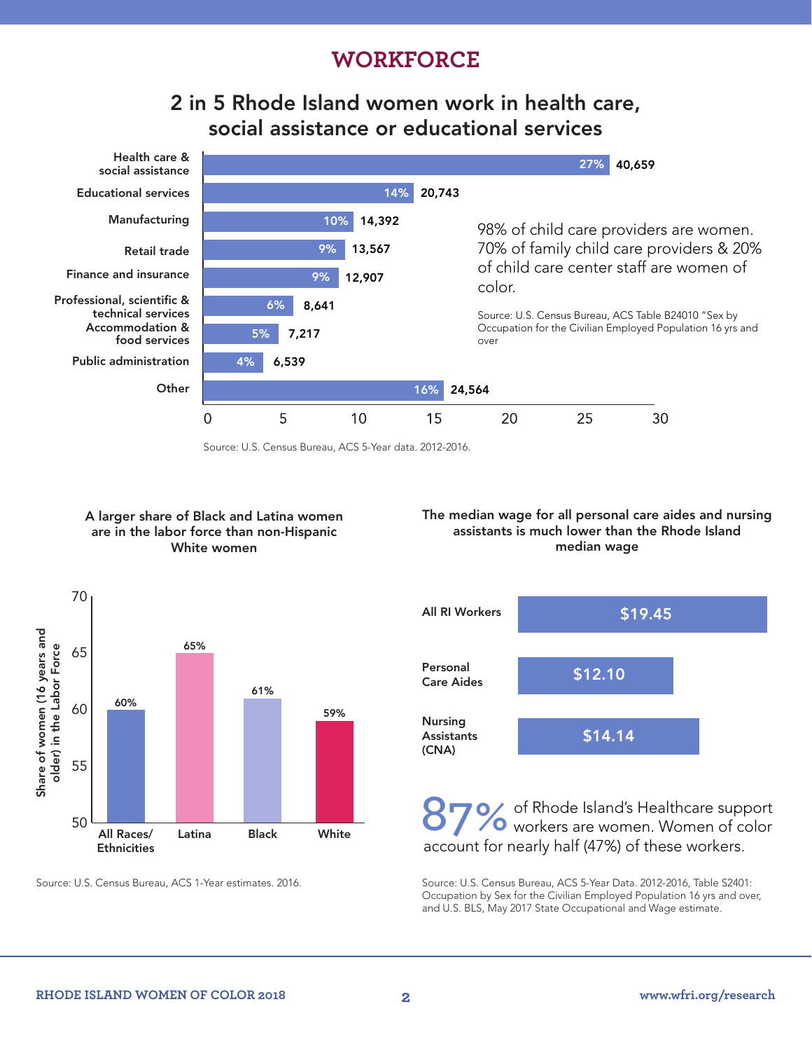# WORKFORCE

## 2 in 5 Rhode Island women work in health care, social assistance or educational services

| Industry | Share | Number |
|---|---|---|
| Health care & social assistance | 27% | 40,659 |
| Educational services | 14% | 20,743 |
| Manufacturing | 10% | 14,392 |
| Retail trade | 9% | 13,567 |
| Finance and insurance | 9% | 12,907 |
| Professional, scientific & technical services | 6% | 8,641 |
| Accommodation & food services | 5% | 7,217 |
| Public administration | 4% | 6,539 |
| Other | 16% | 24,564 |

Source: U.S. Census Bureau, ACS 5-Year data. 2012-2016.

98% of child care providers are women. 70% of family child care providers & 20% of child care center staff are women of color.

Source: U.S. Census Bureau, ACS Table B24010 "Sex by Occupation for the Civilian Employed Population 16 yrs and over

### A larger share of Black and Latina women are in the labor force than non-Hispanic White women

| Group | Share of women (16 years and older) in the Labor Force |
|---|---|
| All Races/ Ethnicities | 60% |
| Latina | 65% |
| Black | 61% |
| White | 59% |

Source: U.S. Census Bureau, ACS 1-Year estimates. 2016.

### The median wage for all personal care aides and nursing assistants is much lower than the Rhode Island median wage

| Occupation | Median wage |
|---|---|
| All RI Workers | $19.45 |
| Personal Care Aides | $12.10 |
| Nursing Assistants (CNA) | $14.14 |

**87%** of Rhode Island's Healthcare support workers are women. Women of color account for nearly half (47%) of these workers.

Source: U.S. Census Bureau, ACS 5-Year Data. 2012-2016, Table S2401: Occupation by Sex for the Civilian Employed Population 16 yrs and over, and U.S. BLS, May 2017 State Occupational and Wage estimate.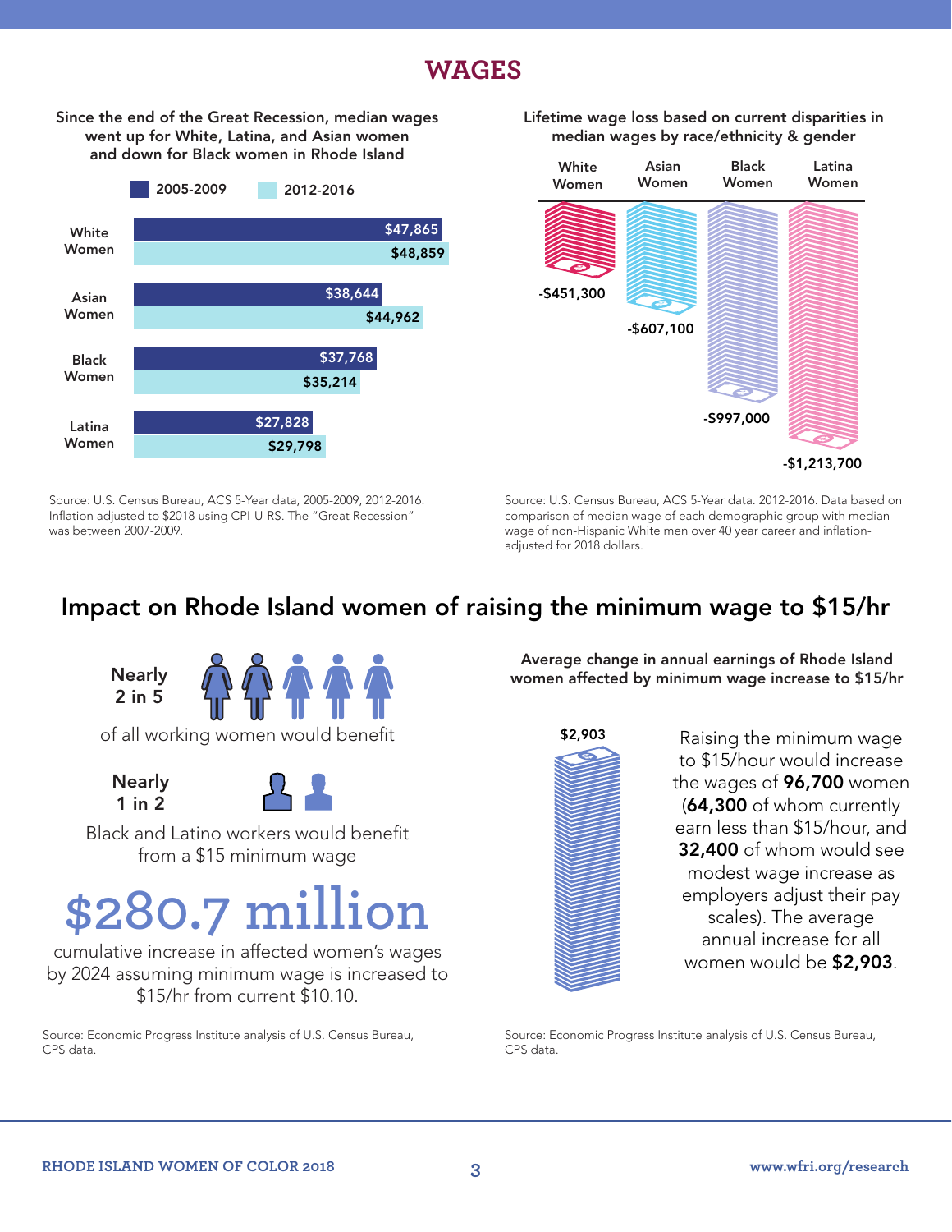# WAGES

**Since the end of the Great Recession, median wages went up for White, Latina, and Asian women and down for Black women in Rhode Island**

| | 2005-2009 | 2012-2016 |
|---|---|---|
| White Women | $47,865 | $48,859 |
| Asian Women | $38,644 | $44,962 |
| Black Women | $37,768 | $35,214 |
| Latina Women | $27,828 | $29,798 |

Source: U.S. Census Bureau, ACS 5-Year data, 2005-2009, 2012-2016. Inflation adjusted to $2018 using CPI-U-RS. The "Great Recession" was between 2007-2009.

**Lifetime wage loss based on current disparities in median wages by race/ethnicity & gender**

| White Women | Asian Women | Black Women | Latina Women |
|---|---|---|---|
| -$451,300 | -$607,100 | -$997,000 | -$1,213,700 |

Source: U.S. Census Bureau, ACS 5-Year data. 2012-2016. Data based on comparison of median wage of each demographic group with median wage of non-Hispanic White men over 40 year career and inflation-adjusted for 2018 dollars.

## Impact on Rhode Island women of raising the minimum wage to $15/hr

**Nearly 2 in 5** of all working women would benefit

**Nearly 1 in 2** Black and Latino workers would benefit from a $15 minimum wage

**$280.7 million** cumulative increase in affected women's wages by 2024 assuming minimum wage is increased to $15/hr from current $10.10.

Source: Economic Progress Institute analysis of U.S. Census Bureau, CPS data.

**Average change in annual earnings of Rhode Island women affected by minimum wage increase to $15/hr**

$2,903

Raising the minimum wage to $15/hour would increase the wages of **96,700** women (**64,300** of whom currently earn less than $15/hour, and **32,400** of whom would see modest wage increase as employers adjust their pay scales). The average annual increase for all women would be **$2,903**.

Source: Economic Progress Institute analysis of U.S. Census Bureau, CPS data.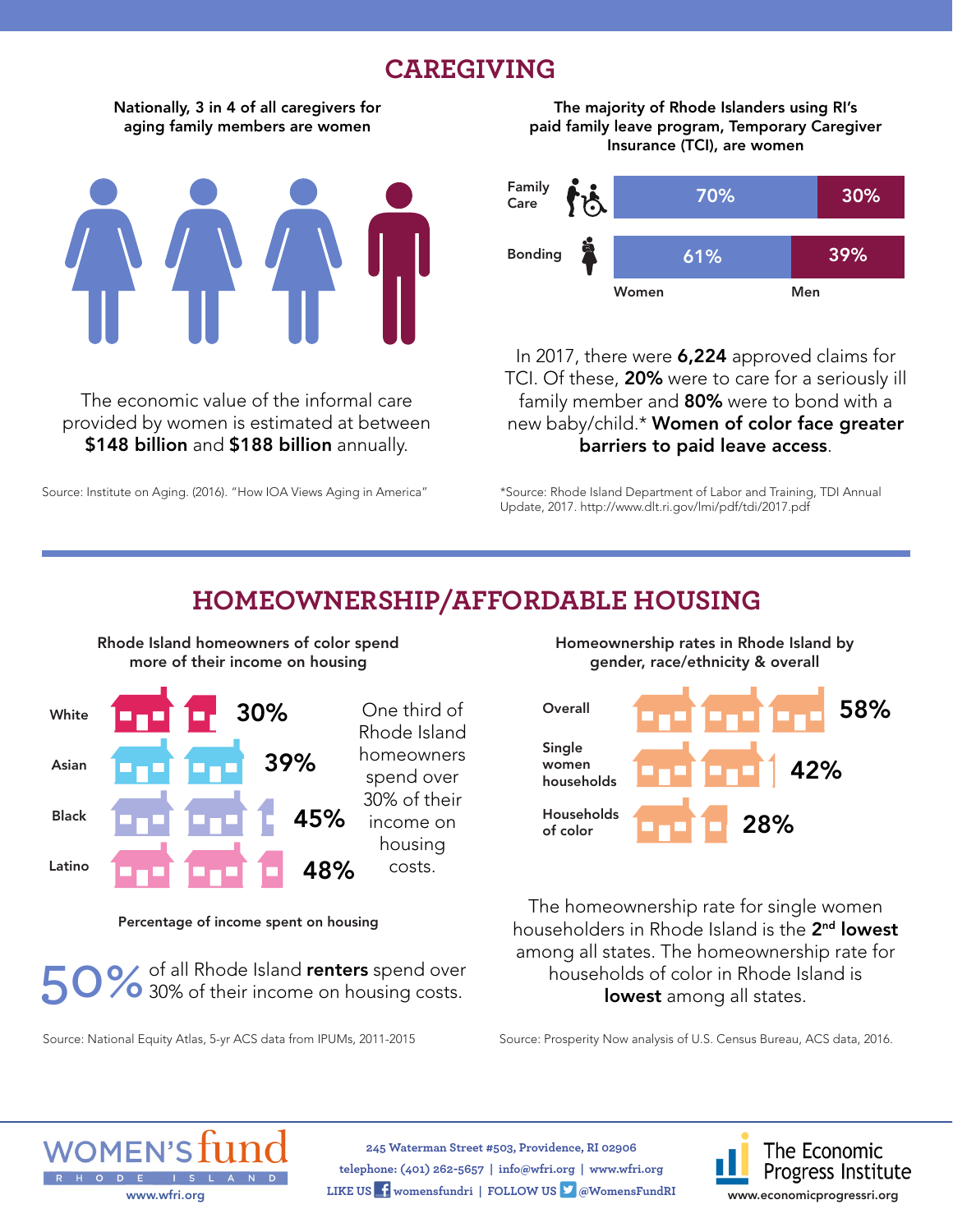## CAREGIVING

**Nationally, 3 in 4 of all caregivers for aging family members are women**

The economic value of the informal care provided by women is estimated at between **$148 billion** and **$188 billion** annually.

Source: Institute on Aging. (2016). "How IOA Views Aging in America"

**The majority of Rhode Islanders using RI's paid family leave program, Temporary Caregiver Insurance (TCI), are women**

Family Care
70%
30%

Bonding
61%
39%

Women
Men

In 2017, there were **6,224** approved claims for TCI. Of these, **20%** were to care for a seriously ill family member and **80%** were to bond with a new baby/child.* **Women of color face greater barriers to paid leave access**.

*Source: Rhode Island Department of Labor and Training, TDI Annual Update, 2017. http://www.dlt.ri.gov/lmi/pdf/tdi/2017.pdf

## HOMEOWNERSHIP/AFFORDABLE HOUSING

**Rhode Island homeowners of color spend more of their income on housing**

White 30%
Asian 39%
Black 45%
Latino 48%

**Percentage of income spent on housing**

One third of Rhode Island homeowners spend over 30% of their income on housing costs.

50% of all Rhode Island **renters** spend over 30% of their income on housing costs.

Source: National Equity Atlas, 5-yr ACS data from IPUMs, 2011-2015

**Homeownership rates in Rhode Island by gender, race/ethnicity & overall**

Overall 58%
Single women households 42%
Households of color 28%

The homeownership rate for single women householders in Rhode Island is the **2nd lowest** among all states. The homeownership rate for households of color in Rhode Island is **lowest** among all states.

Source: Prosperity Now analysis of U.S. Census Bureau, ACS data, 2016.

WOMEN'S fund RHODE ISLAND
www.wfri.org

245 Waterman Street #503, Providence, RI 02906
telephone: (401) 262-5657 | info@wfri.org | www.wfri.org
LIKE US womensfundri | FOLLOW US @WomensFundRI

The Economic Progress Institute
www.economicprogressri.org